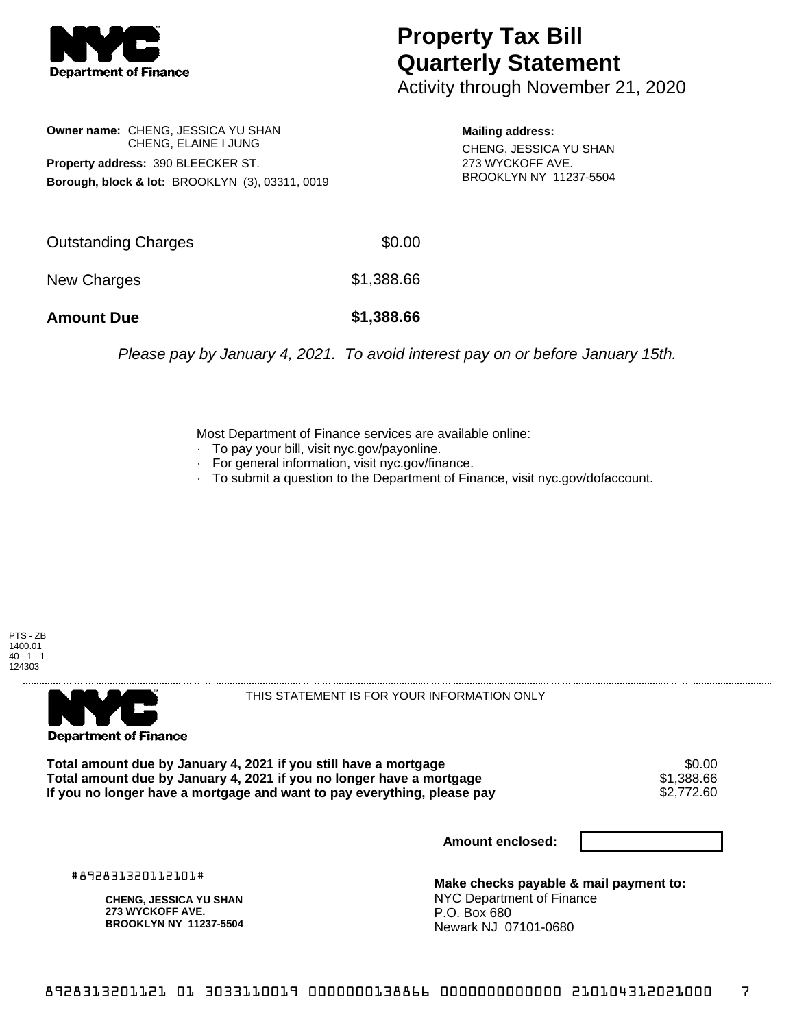# Property Tax Bill Quarterly Statement

Activity through November 21, 2020

**Owner name:** CHENG, JESSICA YU SHAN
CHENG, ELAINE I JUNG

**Property address:** 390 BLEECKER ST.

**Borough, block & lot:** BROOKLYN (3), 03311, 0019

**Mailing address:**
CHENG, JESSICA YU SHAN
273 WYCKOFF AVE.
BROOKLYN NY 11237-5504

| | |
|---|---|
| Outstanding Charges | $0.00 |
| New Charges | $1,388.66 |
| **Amount Due** | **$1,388.66** |

*Please pay by January 4, 2021. To avoid interest pay on or before January 15th.*

Most Department of Finance services are available online:
- To pay your bill, visit nyc.gov/payonline.
- For general information, visit nyc.gov/finance.
- To submit a question to the Department of Finance, visit nyc.gov/dofaccount.

PTS - ZB
1400.01
40 - 1 - 1
124303

THIS STATEMENT IS FOR YOUR INFORMATION ONLY

| | |
|---|---|
| **Total amount due by January 4, 2021 if you still have a mortgage** | $0.00 |
| **Total amount due by January 4, 2021 if you no longer have a mortgage** | $1,388.66 |
| **If you no longer have a mortgage and want to pay everything, please pay** | $2,772.60 |

**Amount enclosed:**

#892831320112101#

**CHENG, JESSICA YU SHAN**
**273 WYCKOFF AVE.**
**BROOKLYN NY 11237-5504**

**Make checks payable & mail payment to:**
NYC Department of Finance
P.O. Box 680
Newark NJ 07101-0680

8928313201121 01 3033110019 0000000138866 0000000000000 210104312021000 7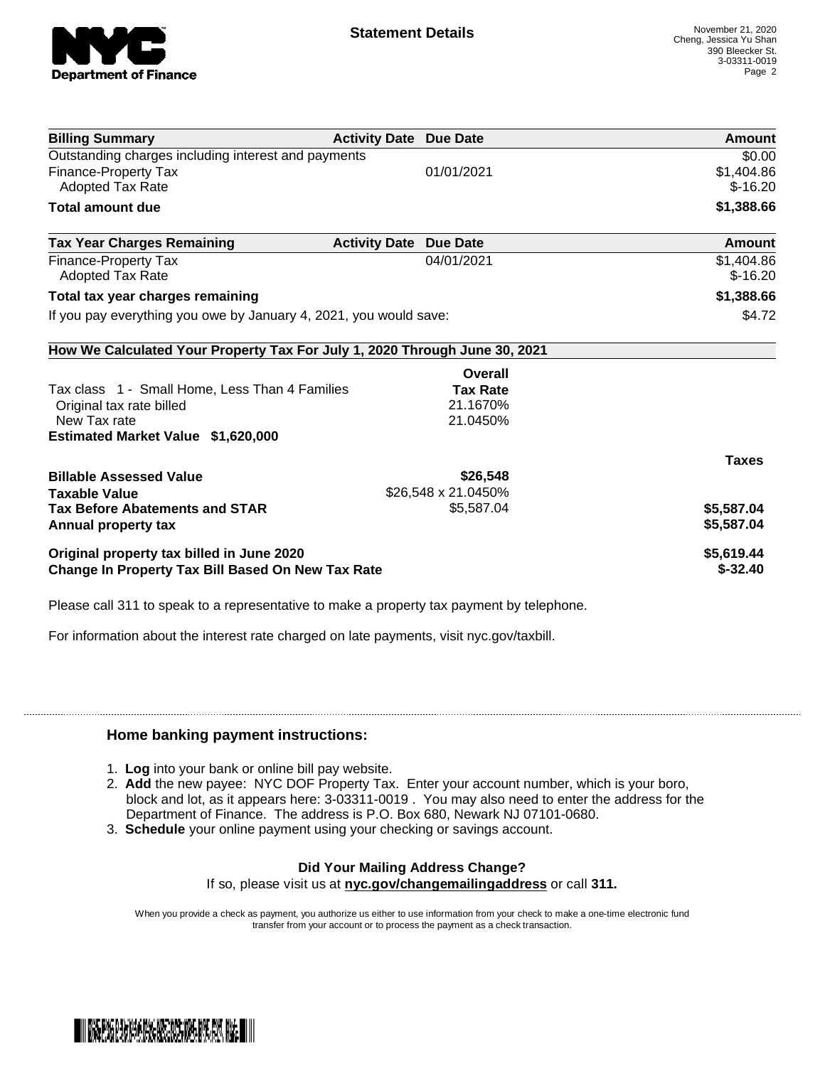# Statement Details

November 21, 2020
Cheng, Jessica Yu Shan
390 Bleecker St.
3-03311-0019

| Billing Summary | Activity Date | Due Date | Amount |
|---|---|---|---|
| Outstanding charges including interest and payments | | | $0.00 |
| Finance-Property Tax | | 01/01/2021 | $1,404.86 |
| Adopted Tax Rate | | | $-16.20 |
| **Total amount due** | | | **$1,388.66** |

| Tax Year Charges Remaining | Activity Date | Due Date | Amount |
|---|---|---|---|
| Finance-Property Tax | | 04/01/2021 | $1,404.86 |
| Adopted Tax Rate | | | $-16.20 |
| **Total tax year charges remaining** | | | **$1,388.66** |
| If you pay everything you owe by January 4, 2021, you would save: | | | $4.72 |

**How We Calculated Your Property Tax For July 1, 2020 Through June 30, 2021**

| | Overall Tax Rate |
|---|---|
| Tax class 1 - Small Home, Less Than 4 Families | |
| Original tax rate billed | 21.1670% |
| New Tax rate | 21.0450% |

**Estimated Market Value $1,620,000**

| | | Taxes |
|---|---|---|
| **Billable Assessed Value** | **$26,548** | |
| **Taxable Value** | $26,548 x 21.0450% | |
| **Tax Before Abatements and STAR** | $5,587.04 | **$5,587.04** |
| **Annual property tax** | | **$5,587.04** |
| **Original property tax billed in June 2020** | | **$5,619.44** |
| **Change In Property Tax Bill Based On New Tax Rate** | | **$-32.40** |

Please call 311 to speak to a representative to make a property tax payment by telephone.

For information about the interest rate charged on late payments, visit nyc.gov/taxbill.

## Home banking payment instructions:

1. **Log** into your bank or online bill pay website.
2. **Add** the new payee: NYC DOF Property Tax. Enter your account number, which is your boro, block and lot, as it appears here: 3-03311-0019 . You may also need to enter the address for the Department of Finance. The address is P.O. Box 680, Newark NJ 07101-0680.
3. **Schedule** your online payment using your checking or savings account.

**Did Your Mailing Address Change?**
If so, please visit us at **nyc.gov/changemailingaddress** or call **311.**

When you provide a check as payment, you authorize us either to use information from your check to make a one-time electronic fund transfer from your account or to process the payment as a check transaction.